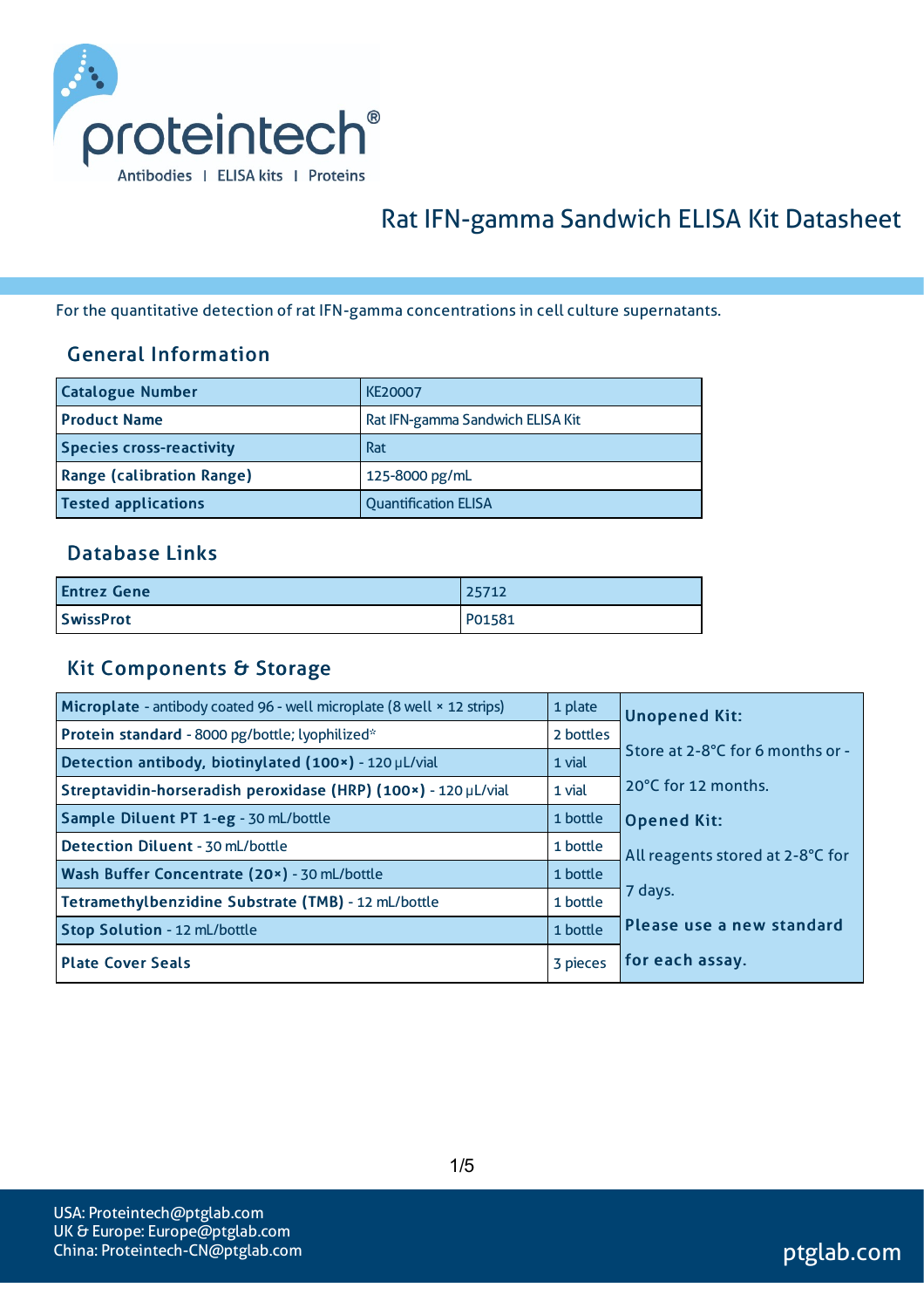# Rat IFN-gamma Sandwich ELISA Kit Datasheet

For the quantitative detection of rat IFN-gamma concentrations in cell culture supernatants.

## General Information

| Catalogue Number | KE20007 |
| --- | --- |
| Product Name | Rat IFN-gamma Sandwich ELISA Kit |
| Species cross-reactivity | Rat |
| Range (calibration Range) | 125-8000 pg/mL |
| Tested applications | Quantification ELISA |

## Database Links

| Entrez Gene | 25712 |
| --- | --- |
| SwissProt | P01581 |

## Kit Components & Storage

| Component | Quantity | Storage |
| --- | --- | --- |
| **Microplate** - antibody coated 96 - well microplate (8 well × 12 strips) | 1 plate | **Unopened Kit:** Store at 2-8°C for 6 months or -20°C for 12 months. **Opened Kit:** All reagents stored at 2-8°C for 7 days. **Please use a new standard for each assay.** |
| **Protein standard** - 8000 pg/bottle; lyophilized* | 2 bottles | |
| **Detection antibody, biotinylated (100×)** - 120 μL/vial | 1 vial | |
| **Streptavidin-horseradish peroxidase (HRP) (100×)** - 120 μL/vial | 1 vial | |
| **Sample Diluent PT 1-eg** - 30 mL/bottle | 1 bottle | |
| **Detection Diluent** - 30 mL/bottle | 1 bottle | |
| **Wash Buffer Concentrate (20×)** - 30 mL/bottle | 1 bottle | |
| **Tetramethylbenzidine Substrate (TMB)** - 12 mL/bottle | 1 bottle | |
| **Stop Solution** - 12 mL/bottle | 1 bottle | |
| **Plate Cover Seals** | 3 pieces | |

USA: Proteintech@ptglab.com
UK & Europe: Europe@ptglab.com
China: Proteintech-CN@ptglab.com

ptglab.com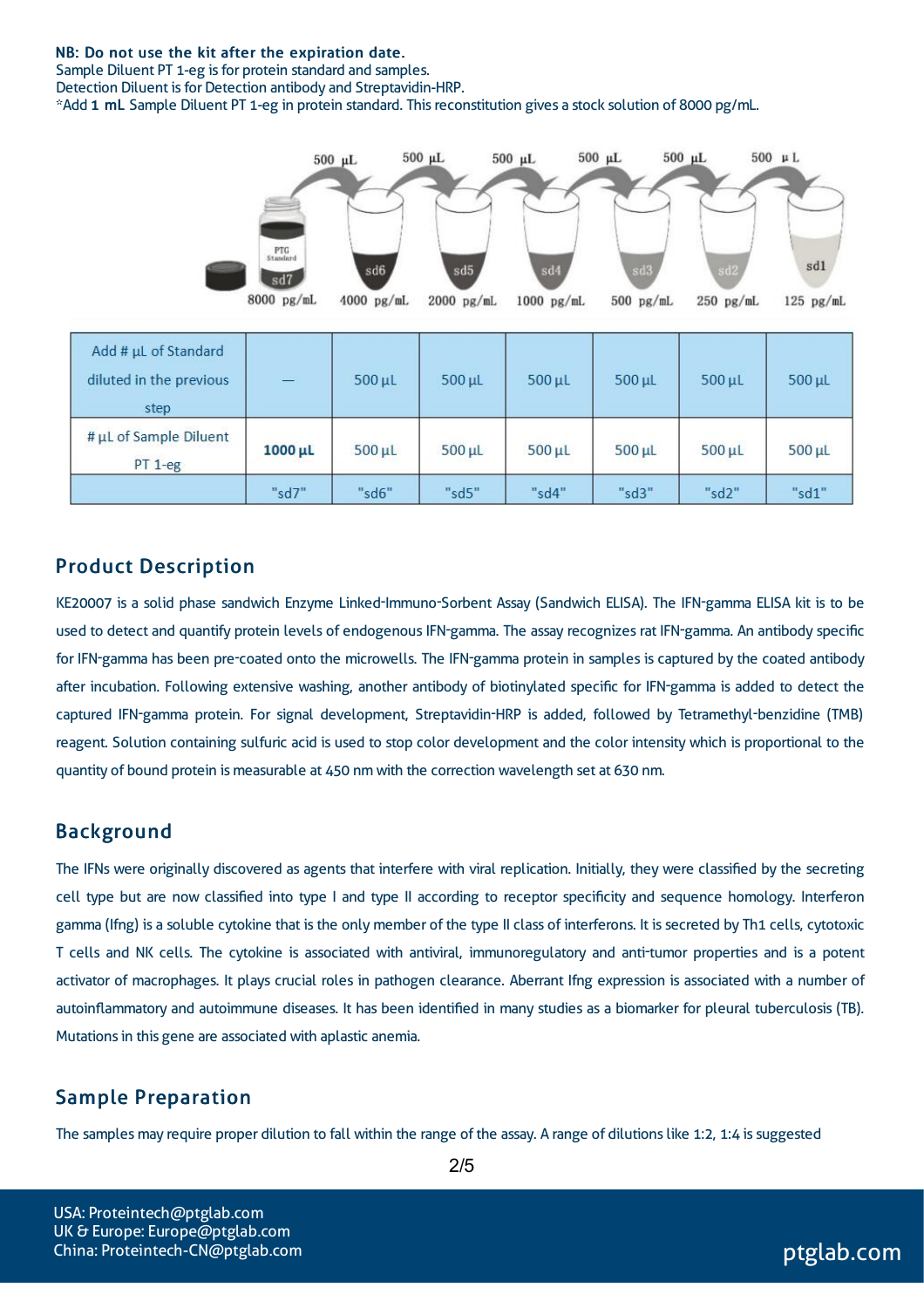**NB: Do not use the kit after the expiration date.**
Sample Diluent PT 1-eg is for protein standard and samples.
Detection Diluent is for Detection antibody and Streptavidin-HRP.
*Add **1 mL** Sample Diluent PT 1-eg in protein standard. This reconstitution gives a stock solution of 8000 pg/mL.

| Add # µL of Standard diluted in the previous step | — | 500 µL | 500 µL | 500 µL | 500 µL | 500 µL | 500 µL |
|---|---|---|---|---|---|---|---|
| # µL of Sample Diluent PT 1-eg | **1000 µL** | 500 µL | 500 µL | 500 µL | 500 µL | 500 µL | 500 µL |
| | "sd7" | "sd6" | "sd5" | "sd4" | "sd3" | "sd2" | "sd1" |

## Product Description

KE20007 is a solid phase sandwich Enzyme Linked-Immuno-Sorbent Assay (Sandwich ELISA). The IFN-gamma ELISA kit is to be used to detect and quantify protein levels of endogenous IFN-gamma. The assay recognizes rat IFN-gamma. An antibody specific for IFN-gamma has been pre-coated onto the microwells. The IFN-gamma protein in samples is captured by the coated antibody after incubation. Following extensive washing, another antibody of biotinylated specific for IFN-gamma is added to detect the captured IFN-gamma protein. For signal development, Streptavidin-HRP is added, followed by Tetramethyl-benzidine (TMB) reagent. Solution containing sulfuric acid is used to stop color development and the color intensity which is proportional to the quantity of bound protein is measurable at 450 nm with the correction wavelength set at 630 nm.

## Background

The IFNs were originally discovered as agents that interfere with viral replication. Initially, they were classified by the secreting cell type but are now classified into type I and type II according to receptor specificity and sequence homology. Interferon gamma (Ifng) is a soluble cytokine that is the only member of the type II class of interferons. It is secreted by Th1 cells, cytotoxic T cells and NK cells. The cytokine is associated with antiviral, immunoregulatory and anti-tumor properties and is a potent activator of macrophages. It plays crucial roles in pathogen clearance. Aberrant Ifng expression is associated with a number of autoinflammatory and autoimmune diseases. It has been identified in many studies as a biomarker for pleural tuberculosis (TB). Mutations in this gene are associated with aplastic anemia.

## Sample Preparation

The samples may require proper dilution to fall within the range of the assay. A range of dilutions like 1:2, 1:4 is suggested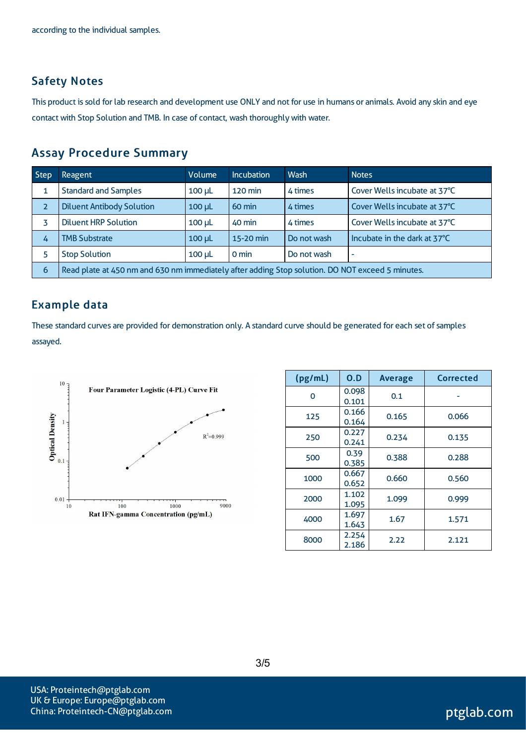according to the individual samples.

## Safety Notes

This product is sold for lab research and development use ONLY and not for use in humans or animals. Avoid any skin and eye contact with Stop Solution and TMB. In case of contact, wash thoroughly with water.

## Assay Procedure Summary

| Step | Reagent | Volume | Incubation | Wash | Notes |
|---|---|---|---|---|---|
| 1 | Standard and Samples | 100 μL | 120 min | 4 times | Cover Wells incubate at 37°C |
| 2 | Diluent Antibody Solution | 100 μL | 60 min | 4 times | Cover Wells incubate at 37°C |
| 3 | Diluent HRP Solution | 100 μL | 40 min | 4 times | Cover Wells incubate at 37°C |
| 4 | TMB Substrate | 100 μL | 15-20 min | Do not wash | Incubate in the dark at 37°C |
| 5 | Stop Solution | 100 μL | 0 min | Do not wash | - |
| 6 | Read plate at 450 nm and 630 nm immediately after adding Stop solution. DO NOT exceed 5 minutes. | | | | |

## Example data

These standard curves are provided for demonstration only. A standard curve should be generated for each set of samples assayed.

Four Parameter Logistic (4-PL) Curve Fit

$R^2$=0.999

Optical Density

Rat IFN-gamma Concentration (pg/mL)

| (pg/mL) | O.D | Average | Corrected |
|---|---|---|---|
| 0 | 0.098<br>0.101 | 0.1 | - |
| 125 | 0.166<br>0.164 | 0.165 | 0.066 |
| 250 | 0.227<br>0.241 | 0.234 | 0.135 |
| 500 | 0.39<br>0.385 | 0.388 | 0.288 |
| 1000 | 0.667<br>0.652 | 0.660 | 0.560 |
| 2000 | 1.102<br>1.095 | 1.099 | 0.999 |
| 4000 | 1.697<br>1.643 | 1.67 | 1.571 |
| 8000 | 2.254<br>2.186 | 2.22 | 2.121 |

USA: Proteintech@ptglab.com
UK & Europe: Europe@ptglab.com
China: Proteintech-CN@ptglab.com

ptglab.com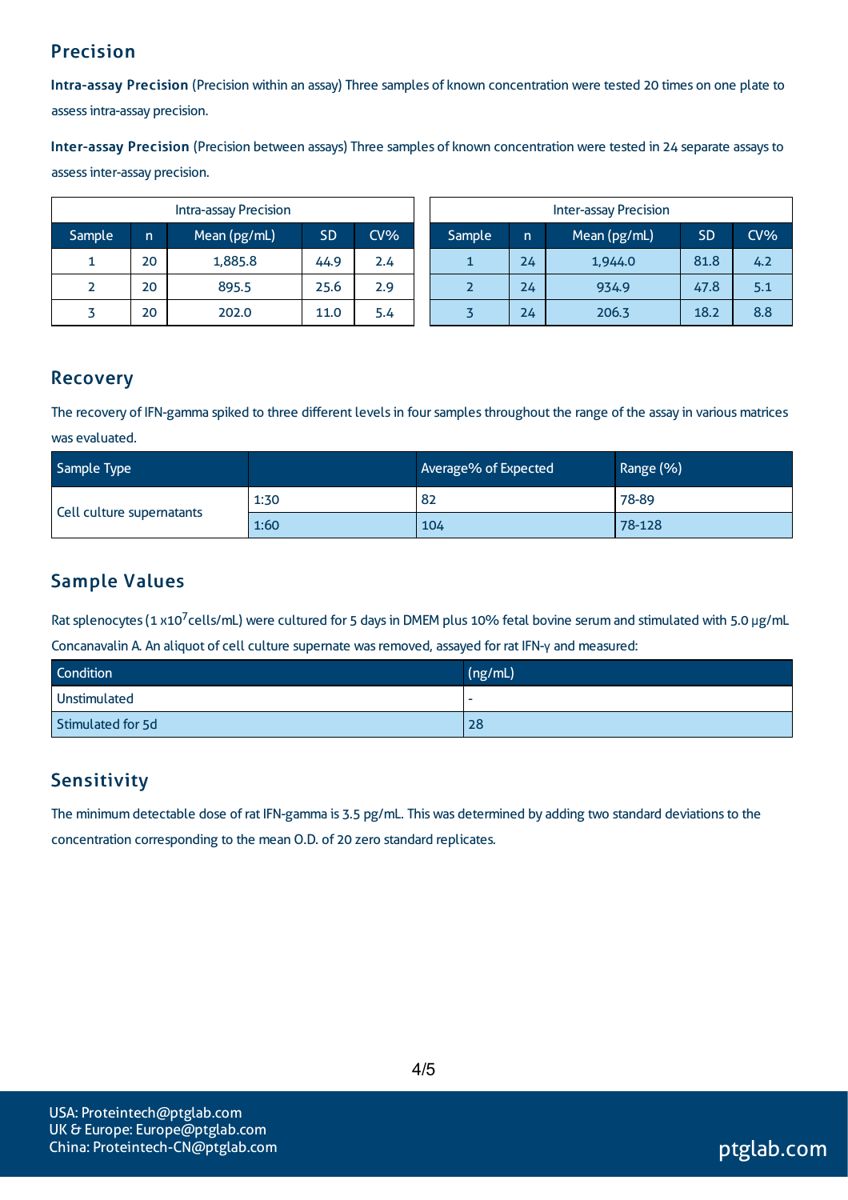## Precision

**Intra-assay Precision** (Precision within an assay) Three samples of known concentration were tested 20 times on one plate to assess intra-assay precision.

**Inter-assay Precision** (Precision between assays) Three samples of known concentration were tested in 24 separate assays to assess inter-assay precision.

| Intra-assay Precision | | | | |
|---|---|---|---|---|
| Sample | n | Mean (pg/mL) | SD | CV% |
| 1 | 20 | 1,885.8 | 44.9 | 2.4 |
| 2 | 20 | 895.5 | 25.6 | 2.9 |
| 3 | 20 | 202.0 | 11.0 | 5.4 |

| Inter-assay Precision | | | | |
|---|---|---|---|---|
| Sample | n | Mean (pg/mL) | SD | CV% |
| 1 | 24 | 1,944.0 | 81.8 | 4.2 |
| 2 | 24 | 934.9 | 47.8 | 5.1 |
| 3 | 24 | 206.3 | 18.2 | 8.8 |

## Recovery

The recovery of IFN-gamma spiked to three different levels in four samples throughout the range of the assay in various matrices was evaluated.

| Sample Type | | Average% of Expected | Range (%) |
|---|---|---|---|
| Cell culture supernatants | 1:30 | 82 | 78-89 |
| | 1:60 | 104 | 78-128 |

## Sample Values

Rat splenocytes (1 x$10^7$cells/mL) were cultured for 5 days in DMEM plus 10% fetal bovine serum and stimulated with 5.0 μg/mL Concanavalin A. An aliquot of cell culture supernate was removed, assayed for rat IFN-γ and measured:

| Condition | (ng/mL) |
|---|---|
| Unstimulated | - |
| Stimulated for 5d | 28 |

## Sensitivity

The minimum detectable dose of rat IFN-gamma is 3.5 pg/mL. This was determined by adding two standard deviations to the concentration corresponding to the mean O.D. of 20 zero standard replicates.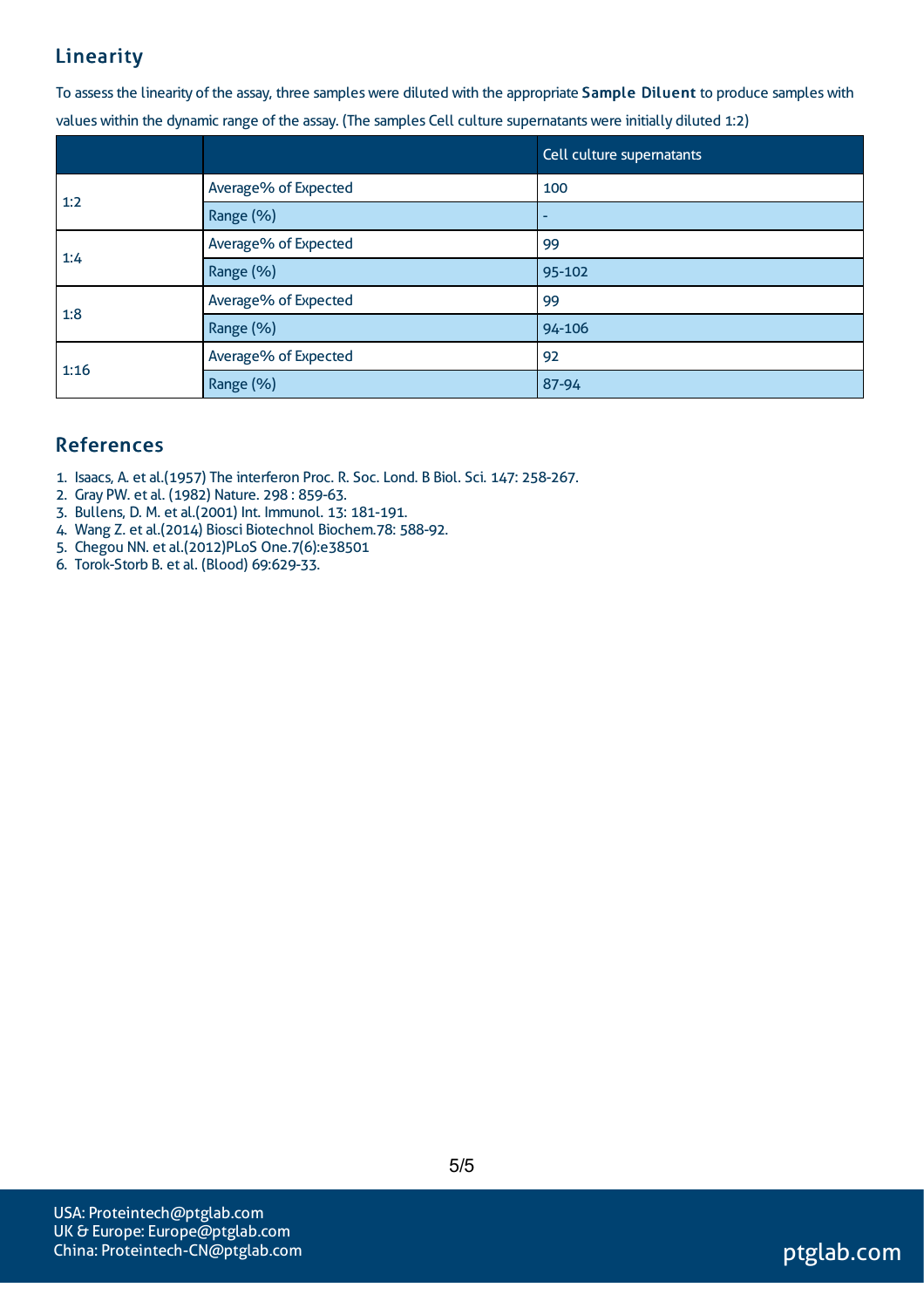## Linearity

To assess the linearity of the assay, three samples were diluted with the appropriate **Sample Diluent** to produce samples with values within the dynamic range of the assay. (The samples Cell culture supernatants were initially diluted 1:2)

| | | Cell culture supernatants |
|---|---|---|
| 1:2 | Average% of Expected | 100 |
| | Range (%) | - |
| 1:4 | Average% of Expected | 99 |
| | Range (%) | 95-102 |
| 1:8 | Average% of Expected | 99 |
| | Range (%) | 94-106 |
| 1:16 | Average% of Expected | 92 |
| | Range (%) | 87-94 |

## References

1. Isaacs, A. et al.(1957) The interferon Proc. R. Soc. Lond. B Biol. Sci. 147: 258-267.
2. Gray PW. et al. (1982) Nature. 298 : 859-63.
3. Bullens, D. M. et al.(2001) Int. Immunol. 13: 181-191.
4. Wang Z. et al.(2014) Biosci Biotechnol Biochem.78: 588-92.
5. Chegou NN. et al.(2012)PLoS One.7(6):e38501
6. Torok-Storb B. et al. (Blood) 69:629-33.

USA: Proteintech@ptglab.com
UK & Europe: Europe@ptglab.com
China: Proteintech-CN@ptglab.com

ptglab.com